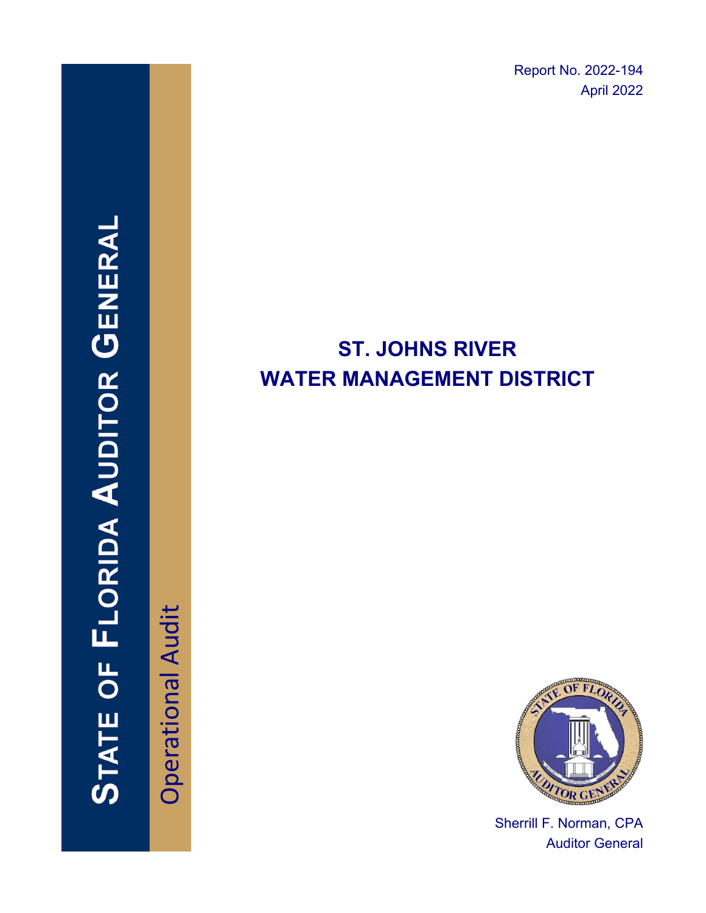Report No. 2022-194
April 2022

# STATE OF FLORIDA AUDITOR GENERAL

Operational Audit

# ST. JOHNS RIVER WATER MANAGEMENT DISTRICT

Sherrill F. Norman, CPA
Auditor General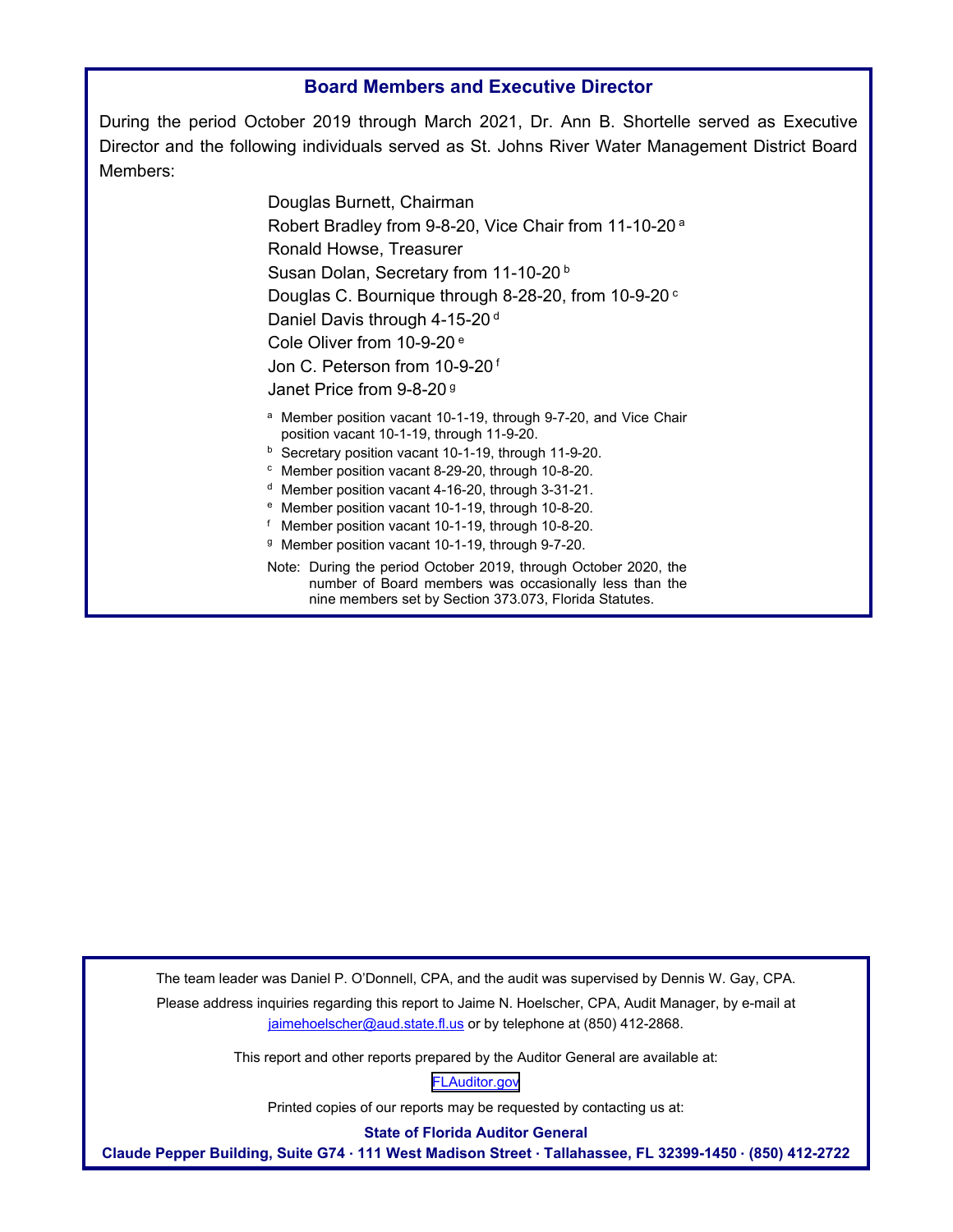## Board Members and Executive Director

During the period October 2019 through March 2021, Dr. Ann B. Shortelle served as Executive Director and the following individuals served as St. Johns River Water Management District Board Members:

Douglas Burnett, Chairman
Robert Bradley from 9-8-20, Vice Chair from 11-10-20 [a]
Ronald Howse, Treasurer
Susan Dolan, Secretary from 11-10-20 [b]
Douglas C. Bournique through 8-28-20, from 10-9-20 [c]
Daniel Davis through 4-15-20 [d]
Cole Oliver from 10-9-20 [e]
Jon C. Peterson from 10-9-20 [f]
Janet Price from 9-8-20 [g]

[a] Member position vacant 10-1-19, through 9-7-20, and Vice Chair position vacant 10-1-19, through 11-9-20.
[b] Secretary position vacant 10-1-19, through 11-9-20.
[c] Member position vacant 8-29-20, through 10-8-20.
[d] Member position vacant 4-16-20, through 3-31-21.
[e] Member position vacant 10-1-19, through 10-8-20.
[f] Member position vacant 10-1-19, through 10-8-20.
[g] Member position vacant 10-1-19, through 9-7-20.

Note: During the period October 2019, through October 2020, the number of Board members was occasionally less than the nine members set by Section 373.073, Florida Statutes.

The team leader was Daniel P. O'Donnell, CPA, and the audit was supervised by Dennis W. Gay, CPA.

Please address inquiries regarding this report to Jaime N. Hoelscher, CPA, Audit Manager, by e-mail at jaimehoelscher@aud.state.fl.us or by telephone at (850) 412-2868.

This report and other reports prepared by the Auditor General are available at:

FLAuditor.gov

Printed copies of our reports may be requested by contacting us at:

**State of Florida Auditor General**
**Claude Pepper Building, Suite G74 · 111 West Madison Street · Tallahassee, FL 32399-1450 · (850) 412-2722**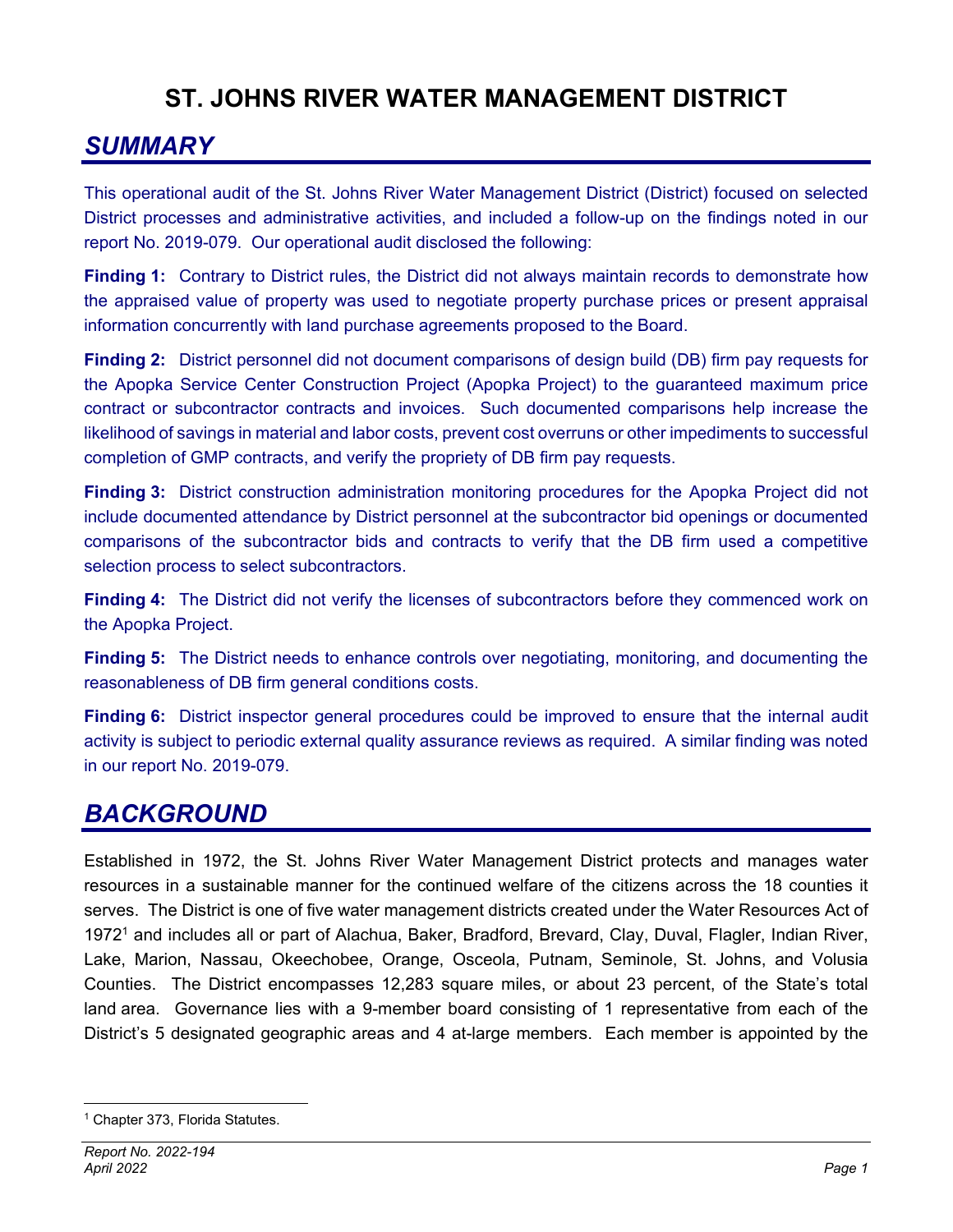# ST. JOHNS RIVER WATER MANAGEMENT DISTRICT

## *SUMMARY*

This operational audit of the St. Johns River Water Management District (District) focused on selected District processes and administrative activities, and included a follow-up on the findings noted in our report No. 2019-079. Our operational audit disclosed the following:

**Finding 1:** Contrary to District rules, the District did not always maintain records to demonstrate how the appraised value of property was used to negotiate property purchase prices or present appraisal information concurrently with land purchase agreements proposed to the Board.

**Finding 2:** District personnel did not document comparisons of design build (DB) firm pay requests for the Apopka Service Center Construction Project (Apopka Project) to the guaranteed maximum price contract or subcontractor contracts and invoices. Such documented comparisons help increase the likelihood of savings in material and labor costs, prevent cost overruns or other impediments to successful completion of GMP contracts, and verify the propriety of DB firm pay requests.

**Finding 3:** District construction administration monitoring procedures for the Apopka Project did not include documented attendance by District personnel at the subcontractor bid openings or documented comparisons of the subcontractor bids and contracts to verify that the DB firm used a competitive selection process to select subcontractors.

**Finding 4:** The District did not verify the licenses of subcontractors before they commenced work on the Apopka Project.

**Finding 5:** The District needs to enhance controls over negotiating, monitoring, and documenting the reasonableness of DB firm general conditions costs.

**Finding 6:** District inspector general procedures could be improved to ensure that the internal audit activity is subject to periodic external quality assurance reviews as required. A similar finding was noted in our report No. 2019-079.

## *BACKGROUND*

Established in 1972, the St. Johns River Water Management District protects and manages water resources in a sustainable manner for the continued welfare of the citizens across the 18 counties it serves. The District is one of five water management districts created under the Water Resources Act of 1972[1] and includes all or part of Alachua, Baker, Bradford, Brevard, Clay, Duval, Flagler, Indian River, Lake, Marion, Nassau, Okeechobee, Orange, Osceola, Putnam, Seminole, St. Johns, and Volusia Counties. The District encompasses 12,283 square miles, or about 23 percent, of the State's total land area. Governance lies with a 9-member board consisting of 1 representative from each of the District's 5 designated geographic areas and 4 at-large members. Each member is appointed by the

[1] Chapter 373, Florida Statutes.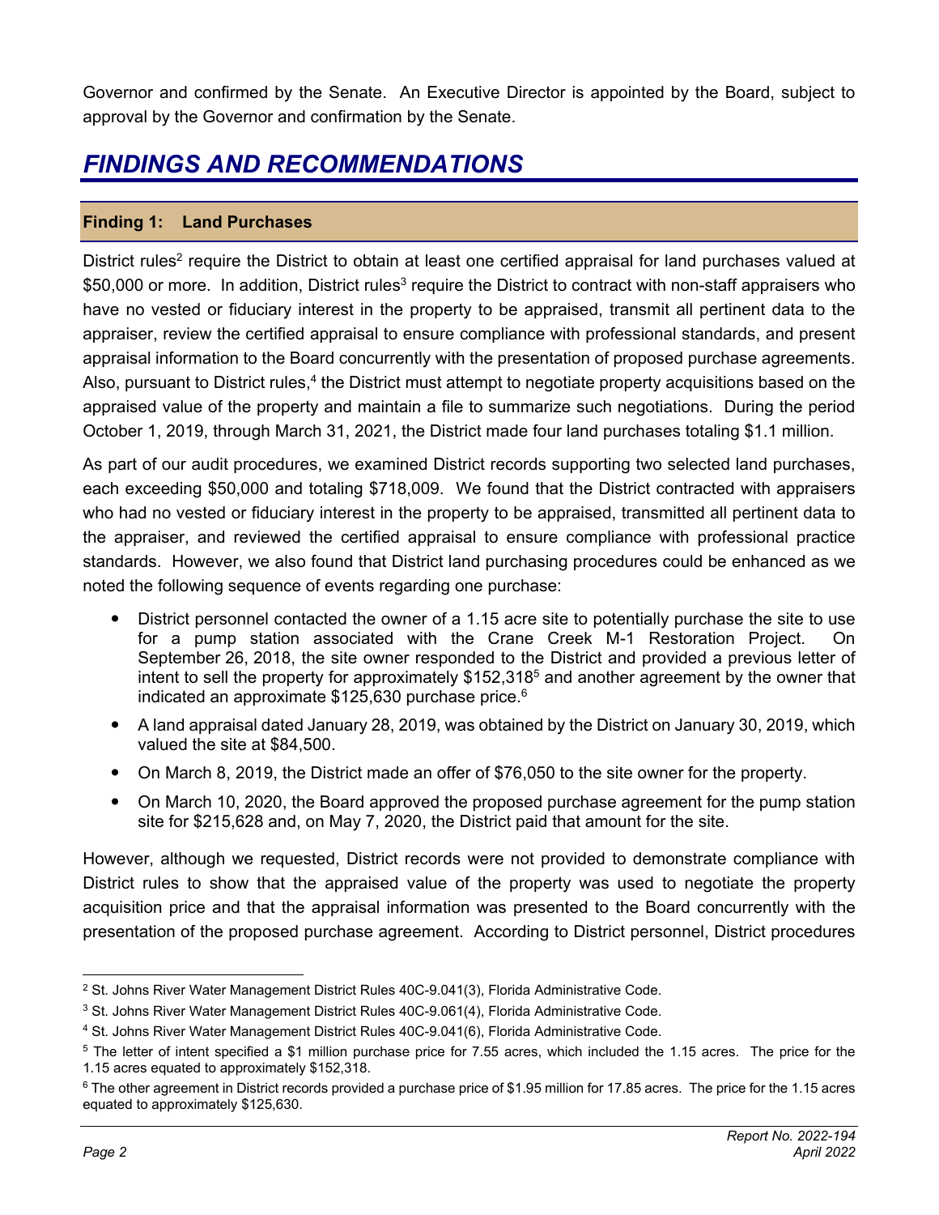Governor and confirmed by the Senate. An Executive Director is appointed by the Board, subject to approval by the Governor and confirmation by the Senate.

# FINDINGS AND RECOMMENDATIONS

## Finding 1: Land Purchases

District rules[2] require the District to obtain at least one certified appraisal for land purchases valued at $50,000 or more. In addition, District rules[3] require the District to contract with non-staff appraisers who have no vested or fiduciary interest in the property to be appraised, transmit all pertinent data to the appraiser, review the certified appraisal to ensure compliance with professional standards, and present appraisal information to the Board concurrently with the presentation of proposed purchase agreements. Also, pursuant to District rules,[4] the District must attempt to negotiate property acquisitions based on the appraised value of the property and maintain a file to summarize such negotiations. During the period October 1, 2019, through March 31, 2021, the District made four land purchases totaling $1.1 million.

As part of our audit procedures, we examined District records supporting two selected land purchases, each exceeding $50,000 and totaling $718,009. We found that the District contracted with appraisers who had no vested or fiduciary interest in the property to be appraised, transmitted all pertinent data to the appraiser, and reviewed the certified appraisal to ensure compliance with professional practice standards. However, we also found that District land purchasing procedures could be enhanced as we noted the following sequence of events regarding one purchase:

- District personnel contacted the owner of a 1.15 acre site to potentially purchase the site to use for a pump station associated with the Crane Creek M-1 Restoration Project. On September 26, 2018, the site owner responded to the District and provided a previous letter of intent to sell the property for approximately $152,318[5] and another agreement by the owner that indicated an approximate $125,630 purchase price.[6]
- A land appraisal dated January 28, 2019, was obtained by the District on January 30, 2019, which valued the site at $84,500.
- On March 8, 2019, the District made an offer of $76,050 to the site owner for the property.
- On March 10, 2020, the Board approved the proposed purchase agreement for the pump station site for $215,628 and, on May 7, 2020, the District paid that amount for the site.

However, although we requested, District records were not provided to demonstrate compliance with District rules to show that the appraised value of the property was used to negotiate the property acquisition price and that the appraisal information was presented to the Board concurrently with the presentation of the proposed purchase agreement. According to District personnel, District procedures

---

[2] St. Johns River Water Management District Rules 40C-9.041(3), Florida Administrative Code.

[3] St. Johns River Water Management District Rules 40C-9.061(4), Florida Administrative Code.

[4] St. Johns River Water Management District Rules 40C-9.041(6), Florida Administrative Code.

[5] The letter of intent specified a $1 million purchase price for 7.55 acres, which included the 1.15 acres. The price for the 1.15 acres equated to approximately $152,318.

[6] The other agreement in District records provided a purchase price of $1.95 million for 17.85 acres. The price for the 1.15 acres equated to approximately $125,630.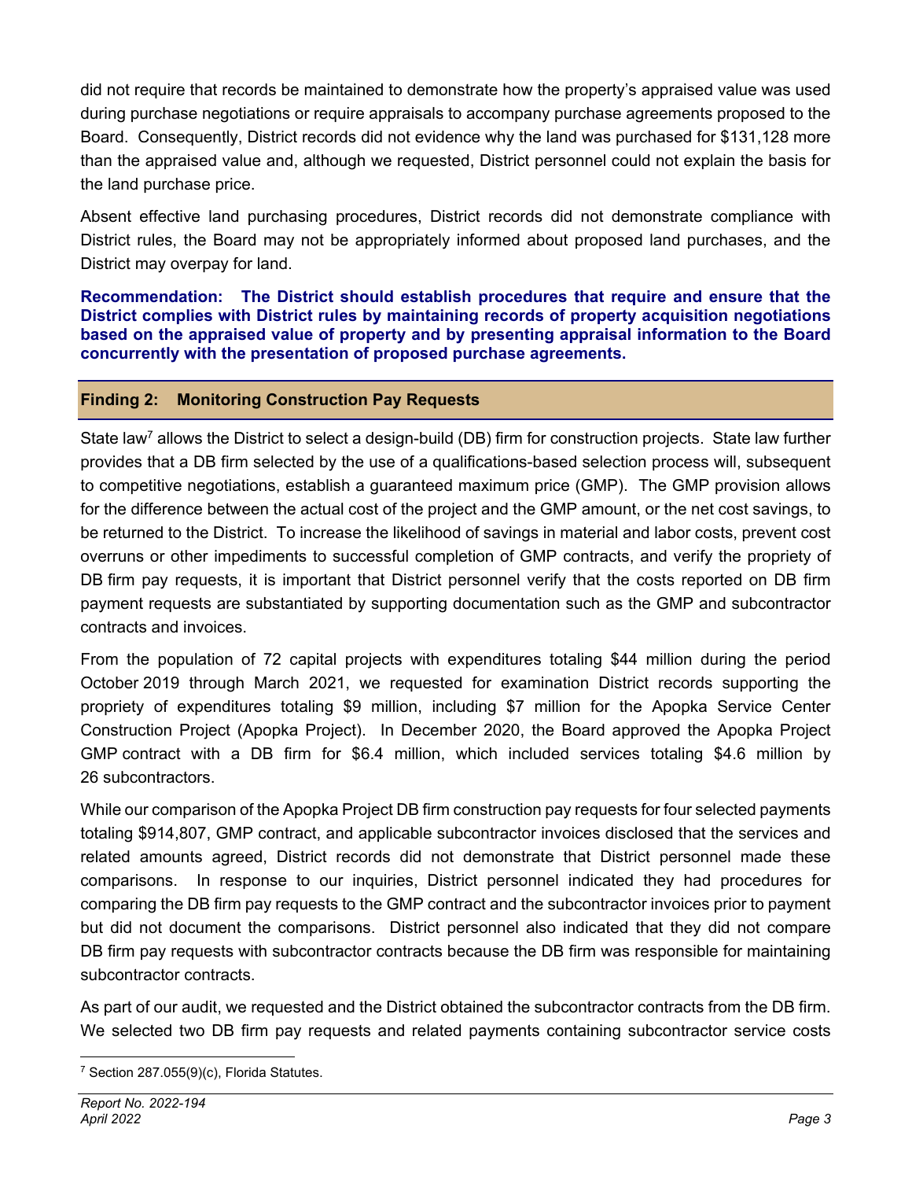did not require that records be maintained to demonstrate how the property's appraised value was used during purchase negotiations or require appraisals to accompany purchase agreements proposed to the Board. Consequently, District records did not evidence why the land was purchased for $131,128 more than the appraised value and, although we requested, District personnel could not explain the basis for the land purchase price.

Absent effective land purchasing procedures, District records did not demonstrate compliance with District rules, the Board may not be appropriately informed about proposed land purchases, and the District may overpay for land.

**Recommendation: The District should establish procedures that require and ensure that the District complies with District rules by maintaining records of property acquisition negotiations based on the appraised value of property and by presenting appraisal information to the Board concurrently with the presentation of proposed purchase agreements.**

## Finding 2: Monitoring Construction Pay Requests

State law[7] allows the District to select a design-build (DB) firm for construction projects. State law further provides that a DB firm selected by the use of a qualifications-based selection process will, subsequent to competitive negotiations, establish a guaranteed maximum price (GMP). The GMP provision allows for the difference between the actual cost of the project and the GMP amount, or the net cost savings, to be returned to the District. To increase the likelihood of savings in material and labor costs, prevent cost overruns or other impediments to successful completion of GMP contracts, and verify the propriety of DB firm pay requests, it is important that District personnel verify that the costs reported on DB firm payment requests are substantiated by supporting documentation such as the GMP and subcontractor contracts and invoices.

From the population of 72 capital projects with expenditures totaling $44 million during the period October 2019 through March 2021, we requested for examination District records supporting the propriety of expenditures totaling $9 million, including $7 million for the Apopka Service Center Construction Project (Apopka Project). In December 2020, the Board approved the Apopka Project GMP contract with a DB firm for $6.4 million, which included services totaling $4.6 million by 26 subcontractors.

While our comparison of the Apopka Project DB firm construction pay requests for four selected payments totaling $914,807, GMP contract, and applicable subcontractor invoices disclosed that the services and related amounts agreed, District records did not demonstrate that District personnel made these comparisons. In response to our inquiries, District personnel indicated they had procedures for comparing the DB firm pay requests to the GMP contract and the subcontractor invoices prior to payment but did not document the comparisons. District personnel also indicated that they did not compare DB firm pay requests with subcontractor contracts because the DB firm was responsible for maintaining subcontractor contracts.

As part of our audit, we requested and the District obtained the subcontractor contracts from the DB firm. We selected two DB firm pay requests and related payments containing subcontractor service costs

[7] Section 287.055(9)(c), Florida Statutes.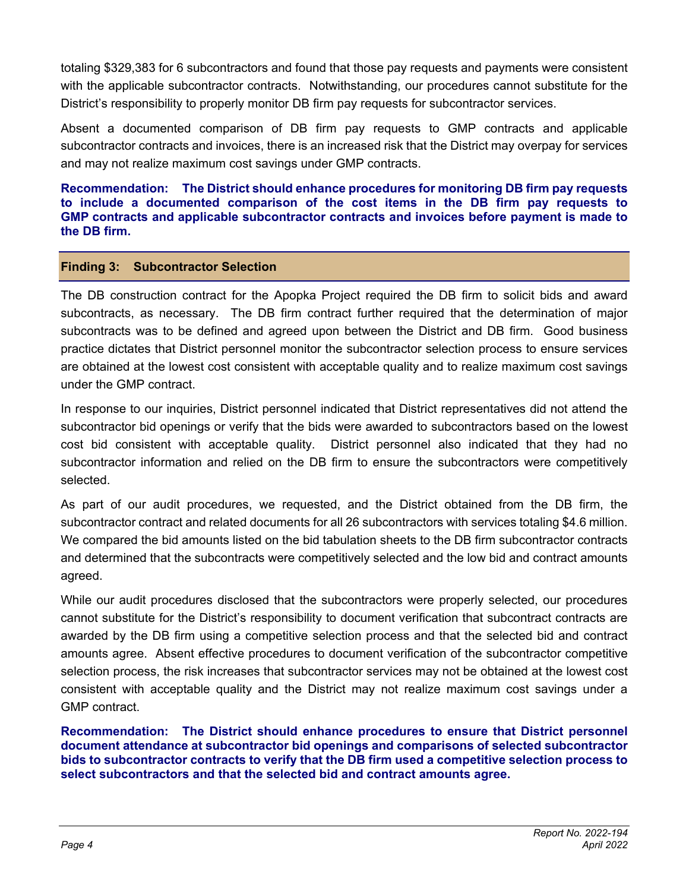totaling $329,383 for 6 subcontractors and found that those pay requests and payments were consistent with the applicable subcontractor contracts. Notwithstanding, our procedures cannot substitute for the District's responsibility to properly monitor DB firm pay requests for subcontractor services.

Absent a documented comparison of DB firm pay requests to GMP contracts and applicable subcontractor contracts and invoices, there is an increased risk that the District may overpay for services and may not realize maximum cost savings under GMP contracts.

**Recommendation: The District should enhance procedures for monitoring DB firm pay requests to include a documented comparison of the cost items in the DB firm pay requests to GMP contracts and applicable subcontractor contracts and invoices before payment is made to the DB firm.**

## Finding 3: Subcontractor Selection

The DB construction contract for the Apopka Project required the DB firm to solicit bids and award subcontracts, as necessary. The DB firm contract further required that the determination of major subcontracts was to be defined and agreed upon between the District and DB firm. Good business practice dictates that District personnel monitor the subcontractor selection process to ensure services are obtained at the lowest cost consistent with acceptable quality and to realize maximum cost savings under the GMP contract.

In response to our inquiries, District personnel indicated that District representatives did not attend the subcontractor bid openings or verify that the bids were awarded to subcontractors based on the lowest cost bid consistent with acceptable quality. District personnel also indicated that they had no subcontractor information and relied on the DB firm to ensure the subcontractors were competitively selected.

As part of our audit procedures, we requested, and the District obtained from the DB firm, the subcontractor contract and related documents for all 26 subcontractors with services totaling $4.6 million. We compared the bid amounts listed on the bid tabulation sheets to the DB firm subcontractor contracts and determined that the subcontracts were competitively selected and the low bid and contract amounts agreed.

While our audit procedures disclosed that the subcontractors were properly selected, our procedures cannot substitute for the District's responsibility to document verification that subcontract contracts are awarded by the DB firm using a competitive selection process and that the selected bid and contract amounts agree. Absent effective procedures to document verification of the subcontractor competitive selection process, the risk increases that subcontractor services may not be obtained at the lowest cost consistent with acceptable quality and the District may not realize maximum cost savings under a GMP contract.

**Recommendation: The District should enhance procedures to ensure that District personnel document attendance at subcontractor bid openings and comparisons of selected subcontractor bids to subcontractor contracts to verify that the DB firm used a competitive selection process to select subcontractors and that the selected bid and contract amounts agree.**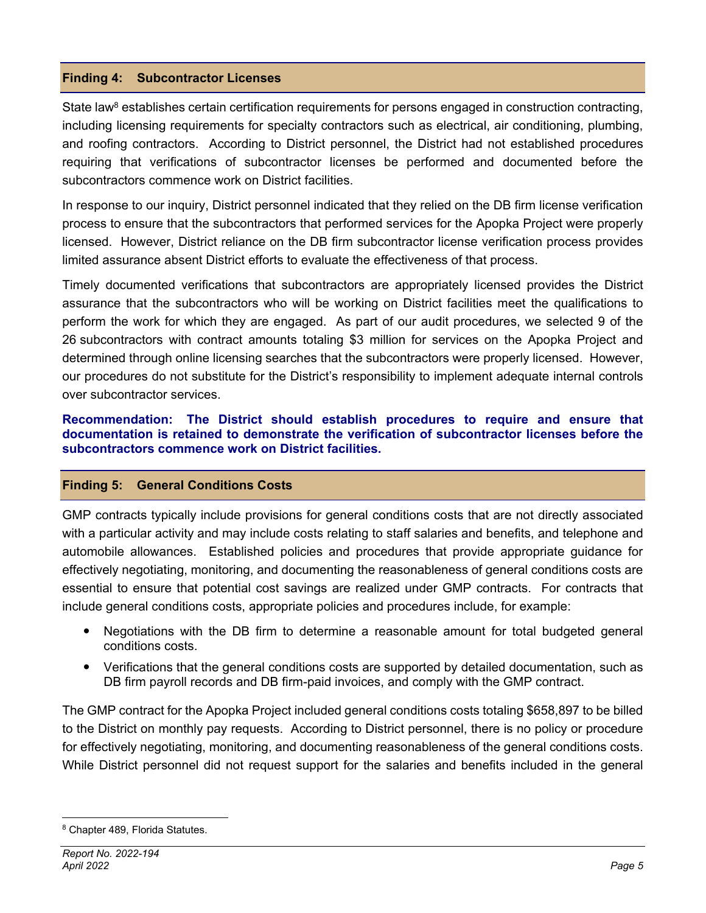## Finding 4: Subcontractor Licenses

State law[8] establishes certain certification requirements for persons engaged in construction contracting, including licensing requirements for specialty contractors such as electrical, air conditioning, plumbing, and roofing contractors. According to District personnel, the District had not established procedures requiring that verifications of subcontractor licenses be performed and documented before the subcontractors commence work on District facilities.

In response to our inquiry, District personnel indicated that they relied on the DB firm license verification process to ensure that the subcontractors that performed services for the Apopka Project were properly licensed. However, District reliance on the DB firm subcontractor license verification process provides limited assurance absent District efforts to evaluate the effectiveness of that process.

Timely documented verifications that subcontractors are appropriately licensed provides the District assurance that the subcontractors who will be working on District facilities meet the qualifications to perform the work for which they are engaged. As part of our audit procedures, we selected 9 of the 26 subcontractors with contract amounts totaling $3 million for services on the Apopka Project and determined through online licensing searches that the subcontractors were properly licensed. However, our procedures do not substitute for the District's responsibility to implement adequate internal controls over subcontractor services.

**Recommendation: The District should establish procedures to require and ensure that documentation is retained to demonstrate the verification of subcontractor licenses before the subcontractors commence work on District facilities.**

## Finding 5: General Conditions Costs

GMP contracts typically include provisions for general conditions costs that are not directly associated with a particular activity and may include costs relating to staff salaries and benefits, and telephone and automobile allowances. Established policies and procedures that provide appropriate guidance for effectively negotiating, monitoring, and documenting the reasonableness of general conditions costs are essential to ensure that potential cost savings are realized under GMP contracts. For contracts that include general conditions costs, appropriate policies and procedures include, for example:

- Negotiations with the DB firm to determine a reasonable amount for total budgeted general conditions costs.
- Verifications that the general conditions costs are supported by detailed documentation, such as DB firm payroll records and DB firm-paid invoices, and comply with the GMP contract.

The GMP contract for the Apopka Project included general conditions costs totaling $658,897 to be billed to the District on monthly pay requests. According to District personnel, there is no policy or procedure for effectively negotiating, monitoring, and documenting reasonableness of the general conditions costs. While District personnel did not request support for the salaries and benefits included in the general

---

[8] Chapter 489, Florida Statutes.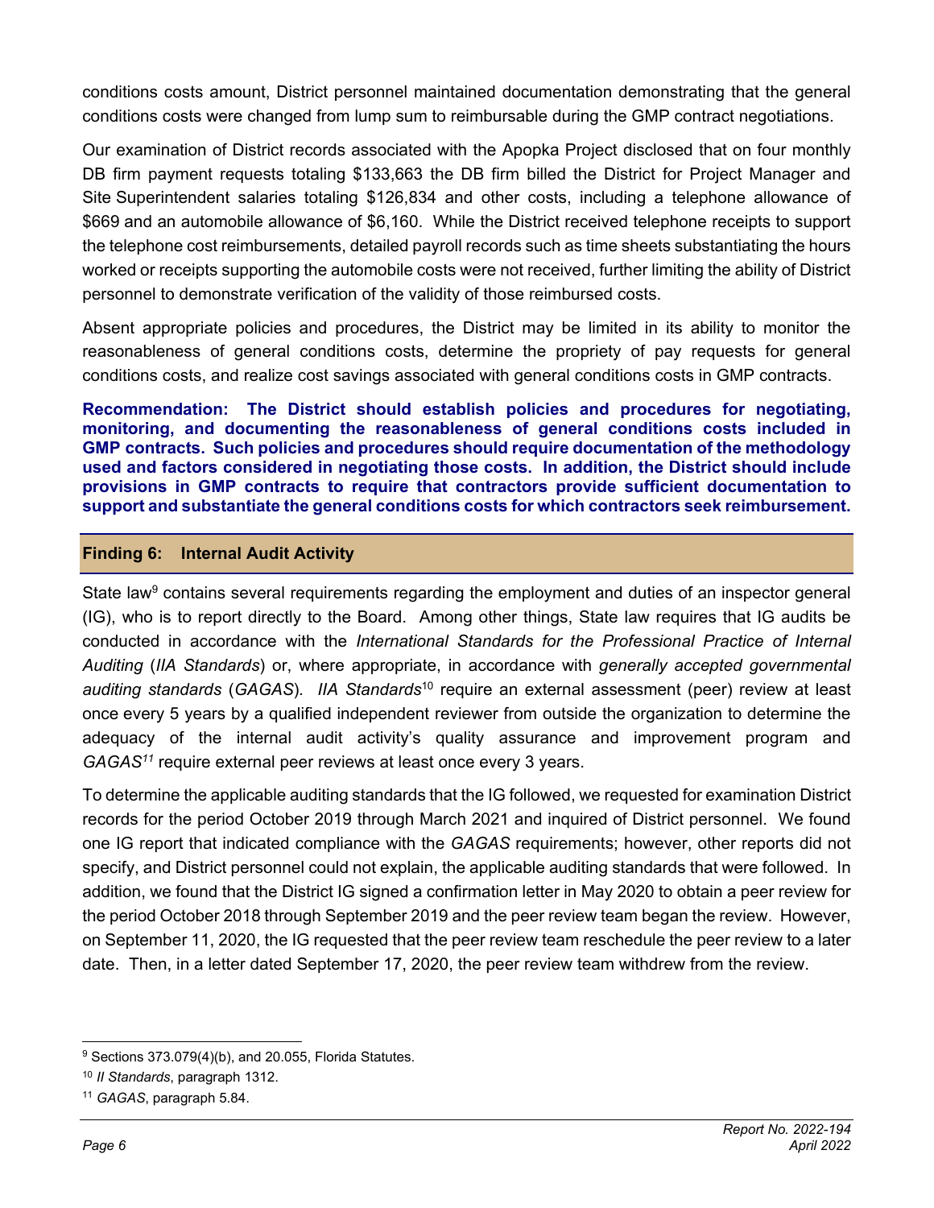conditions costs amount, District personnel maintained documentation demonstrating that the general conditions costs were changed from lump sum to reimbursable during the GMP contract negotiations.

Our examination of District records associated with the Apopka Project disclosed that on four monthly DB firm payment requests totaling $133,663 the DB firm billed the District for Project Manager and Site Superintendent salaries totaling $126,834 and other costs, including a telephone allowance of $669 and an automobile allowance of $6,160. While the District received telephone receipts to support the telephone cost reimbursements, detailed payroll records such as time sheets substantiating the hours worked or receipts supporting the automobile costs were not received, further limiting the ability of District personnel to demonstrate verification of the validity of those reimbursed costs.

Absent appropriate policies and procedures, the District may be limited in its ability to monitor the reasonableness of general conditions costs, determine the propriety of pay requests for general conditions costs, and realize cost savings associated with general conditions costs in GMP contracts.

**Recommendation: The District should establish policies and procedures for negotiating, monitoring, and documenting the reasonableness of general conditions costs included in GMP contracts. Such policies and procedures should require documentation of the methodology used and factors considered in negotiating those costs. In addition, the District should include provisions in GMP contracts to require that contractors provide sufficient documentation to support and substantiate the general conditions costs for which contractors seek reimbursement.**

## Finding 6: Internal Audit Activity

State law[9] contains several requirements regarding the employment and duties of an inspector general (IG), who is to report directly to the Board. Among other things, State law requires that IG audits be conducted in accordance with the *International Standards for the Professional Practice of Internal Auditing* (*IIA Standards*) or, where appropriate, in accordance with *generally accepted governmental auditing standards* (*GAGAS*). *IIA Standards*[10] require an external assessment (peer) review at least once every 5 years by a qualified independent reviewer from outside the organization to determine the adequacy of the internal audit activity's quality assurance and improvement program and *GAGAS*[11] require external peer reviews at least once every 3 years.

To determine the applicable auditing standards that the IG followed, we requested for examination District records for the period October 2019 through March 2021 and inquired of District personnel. We found one IG report that indicated compliance with the *GAGAS* requirements; however, other reports did not specify, and District personnel could not explain, the applicable auditing standards that were followed. In addition, we found that the District IG signed a confirmation letter in May 2020 to obtain a peer review for the period October 2018 through September 2019 and the peer review team began the review. However, on September 11, 2020, the IG requested that the peer review team reschedule the peer review to a later date. Then, in a letter dated September 17, 2020, the peer review team withdrew from the review.

---

[9] Sections 373.079(4)(b), and 20.055, Florida Statutes.

[10] *II Standards*, paragraph 1312.

[11] *GAGAS*, paragraph 5.84.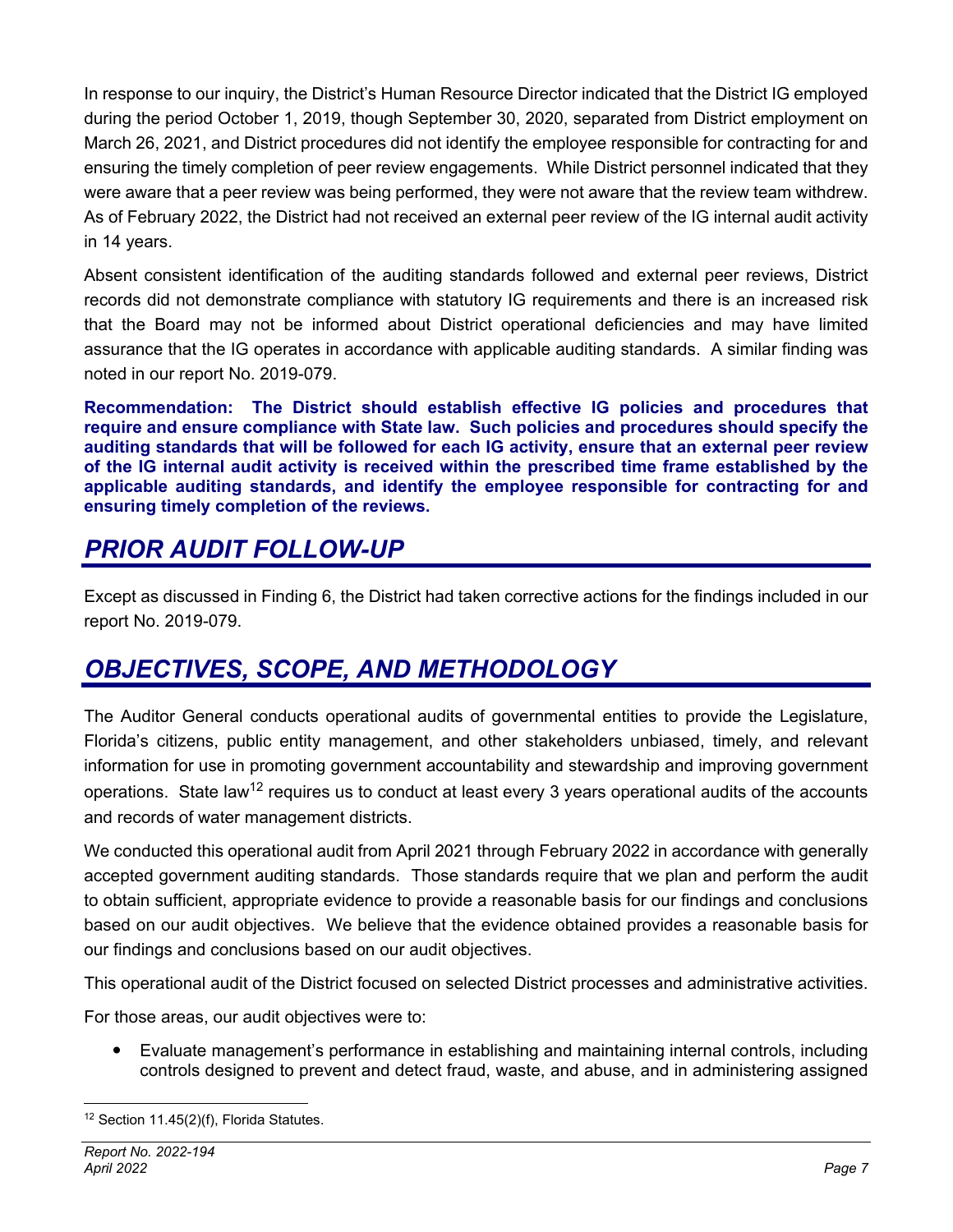In response to our inquiry, the District's Human Resource Director indicated that the District IG employed during the period October 1, 2019, though September 30, 2020, separated from District employment on March 26, 2021, and District procedures did not identify the employee responsible for contracting for and ensuring the timely completion of peer review engagements. While District personnel indicated that they were aware that a peer review was being performed, they were not aware that the review team withdrew. As of February 2022, the District had not received an external peer review of the IG internal audit activity in 14 years.

Absent consistent identification of the auditing standards followed and external peer reviews, District records did not demonstrate compliance with statutory IG requirements and there is an increased risk that the Board may not be informed about District operational deficiencies and may have limited assurance that the IG operates in accordance with applicable auditing standards. A similar finding was noted in our report No. 2019-079.

**Recommendation: The District should establish effective IG policies and procedures that require and ensure compliance with State law. Such policies and procedures should specify the auditing standards that will be followed for each IG activity, ensure that an external peer review of the IG internal audit activity is received within the prescribed time frame established by the applicable auditing standards, and identify the employee responsible for contracting for and ensuring timely completion of the reviews.**

## *PRIOR AUDIT FOLLOW-UP*

Except as discussed in Finding 6, the District had taken corrective actions for the findings included in our report No. 2019-079.

## *OBJECTIVES, SCOPE, AND METHODOLOGY*

The Auditor General conducts operational audits of governmental entities to provide the Legislature, Florida's citizens, public entity management, and other stakeholders unbiased, timely, and relevant information for use in promoting government accountability and stewardship and improving government operations. State law[12] requires us to conduct at least every 3 years operational audits of the accounts and records of water management districts.

We conducted this operational audit from April 2021 through February 2022 in accordance with generally accepted government auditing standards. Those standards require that we plan and perform the audit to obtain sufficient, appropriate evidence to provide a reasonable basis for our findings and conclusions based on our audit objectives. We believe that the evidence obtained provides a reasonable basis for our findings and conclusions based on our audit objectives.

This operational audit of the District focused on selected District processes and administrative activities.

For those areas, our audit objectives were to:

- Evaluate management's performance in establishing and maintaining internal controls, including controls designed to prevent and detect fraud, waste, and abuse, and in administering assigned

[12] Section 11.45(2)(f), Florida Statutes.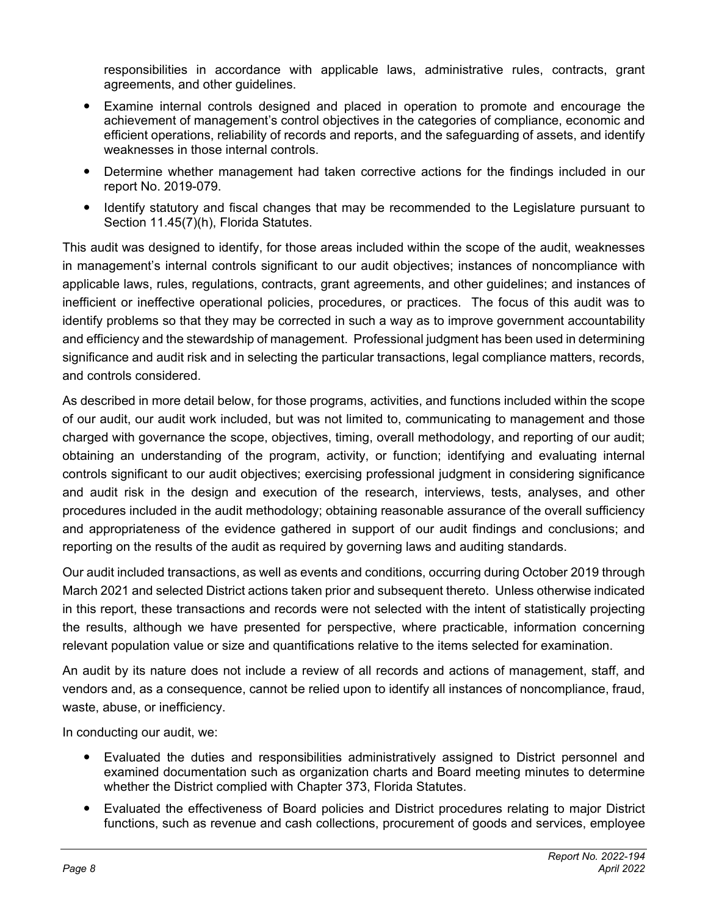responsibilities in accordance with applicable laws, administrative rules, contracts, grant agreements, and other guidelines.

- Examine internal controls designed and placed in operation to promote and encourage the achievement of management's control objectives in the categories of compliance, economic and efficient operations, reliability of records and reports, and the safeguarding of assets, and identify weaknesses in those internal controls.
- Determine whether management had taken corrective actions for the findings included in our report No. 2019-079.
- Identify statutory and fiscal changes that may be recommended to the Legislature pursuant to Section 11.45(7)(h), Florida Statutes.

This audit was designed to identify, for those areas included within the scope of the audit, weaknesses in management's internal controls significant to our audit objectives; instances of noncompliance with applicable laws, rules, regulations, contracts, grant agreements, and other guidelines; and instances of inefficient or ineffective operational policies, procedures, or practices. The focus of this audit was to identify problems so that they may be corrected in such a way as to improve government accountability and efficiency and the stewardship of management. Professional judgment has been used in determining significance and audit risk and in selecting the particular transactions, legal compliance matters, records, and controls considered.

As described in more detail below, for those programs, activities, and functions included within the scope of our audit, our audit work included, but was not limited to, communicating to management and those charged with governance the scope, objectives, timing, overall methodology, and reporting of our audit; obtaining an understanding of the program, activity, or function; identifying and evaluating internal controls significant to our audit objectives; exercising professional judgment in considering significance and audit risk in the design and execution of the research, interviews, tests, analyses, and other procedures included in the audit methodology; obtaining reasonable assurance of the overall sufficiency and appropriateness of the evidence gathered in support of our audit findings and conclusions; and reporting on the results of the audit as required by governing laws and auditing standards.

Our audit included transactions, as well as events and conditions, occurring during October 2019 through March 2021 and selected District actions taken prior and subsequent thereto. Unless otherwise indicated in this report, these transactions and records were not selected with the intent of statistically projecting the results, although we have presented for perspective, where practicable, information concerning relevant population value or size and quantifications relative to the items selected for examination.

An audit by its nature does not include a review of all records and actions of management, staff, and vendors and, as a consequence, cannot be relied upon to identify all instances of noncompliance, fraud, waste, abuse, or inefficiency.

In conducting our audit, we:

- Evaluated the duties and responsibilities administratively assigned to District personnel and examined documentation such as organization charts and Board meeting minutes to determine whether the District complied with Chapter 373, Florida Statutes.
- Evaluated the effectiveness of Board policies and District procedures relating to major District functions, such as revenue and cash collections, procurement of goods and services, employee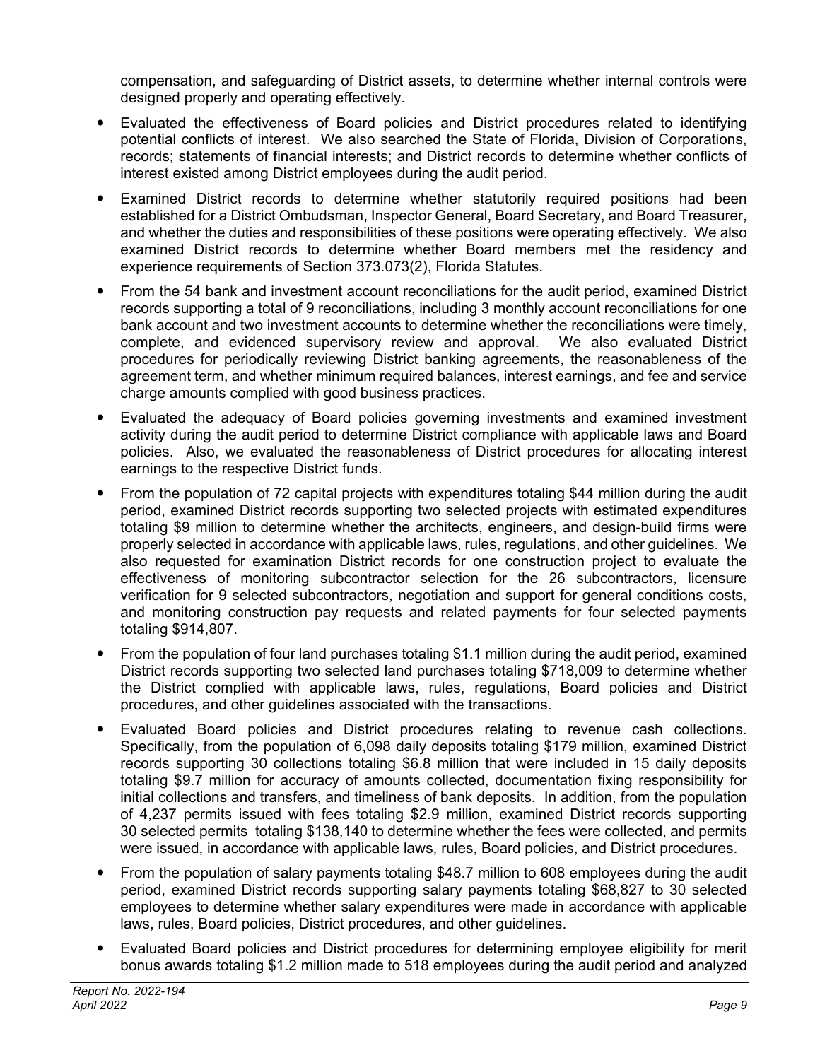compensation, and safeguarding of District assets, to determine whether internal controls were designed properly and operating effectively.

- Evaluated the effectiveness of Board policies and District procedures related to identifying potential conflicts of interest. We also searched the State of Florida, Division of Corporations, records; statements of financial interests; and District records to determine whether conflicts of interest existed among District employees during the audit period.
- Examined District records to determine whether statutorily required positions had been established for a District Ombudsman, Inspector General, Board Secretary, and Board Treasurer, and whether the duties and responsibilities of these positions were operating effectively. We also examined District records to determine whether Board members met the residency and experience requirements of Section 373.073(2), Florida Statutes.
- From the 54 bank and investment account reconciliations for the audit period, examined District records supporting a total of 9 reconciliations, including 3 monthly account reconciliations for one bank account and two investment accounts to determine whether the reconciliations were timely, complete, and evidenced supervisory review and approval. We also evaluated District procedures for periodically reviewing District banking agreements, the reasonableness of the agreement term, and whether minimum required balances, interest earnings, and fee and service charge amounts complied with good business practices.
- Evaluated the adequacy of Board policies governing investments and examined investment activity during the audit period to determine District compliance with applicable laws and Board policies. Also, we evaluated the reasonableness of District procedures for allocating interest earnings to the respective District funds.
- From the population of 72 capital projects with expenditures totaling $44 million during the audit period, examined District records supporting two selected projects with estimated expenditures totaling $9 million to determine whether the architects, engineers, and design-build firms were properly selected in accordance with applicable laws, rules, regulations, and other guidelines. We also requested for examination District records for one construction project to evaluate the effectiveness of monitoring subcontractor selection for the 26 subcontractors, licensure verification for 9 selected subcontractors, negotiation and support for general conditions costs, and monitoring construction pay requests and related payments for four selected payments totaling $914,807.
- From the population of four land purchases totaling $1.1 million during the audit period, examined District records supporting two selected land purchases totaling $718,009 to determine whether the District complied with applicable laws, rules, regulations, Board policies and District procedures, and other guidelines associated with the transactions.
- Evaluated Board policies and District procedures relating to revenue cash collections. Specifically, from the population of 6,098 daily deposits totaling $179 million, examined District records supporting 30 collections totaling $6.8 million that were included in 15 daily deposits totaling $9.7 million for accuracy of amounts collected, documentation fixing responsibility for initial collections and transfers, and timeliness of bank deposits. In addition, from the population of 4,237 permits issued with fees totaling $2.9 million, examined District records supporting 30 selected permits totaling $138,140 to determine whether the fees were collected, and permits were issued, in accordance with applicable laws, rules, Board policies, and District procedures.
- From the population of salary payments totaling $48.7 million to 608 employees during the audit period, examined District records supporting salary payments totaling $68,827 to 30 selected employees to determine whether salary expenditures were made in accordance with applicable laws, rules, Board policies, District procedures, and other guidelines.
- Evaluated Board policies and District procedures for determining employee eligibility for merit bonus awards totaling $1.2 million made to 518 employees during the audit period and analyzed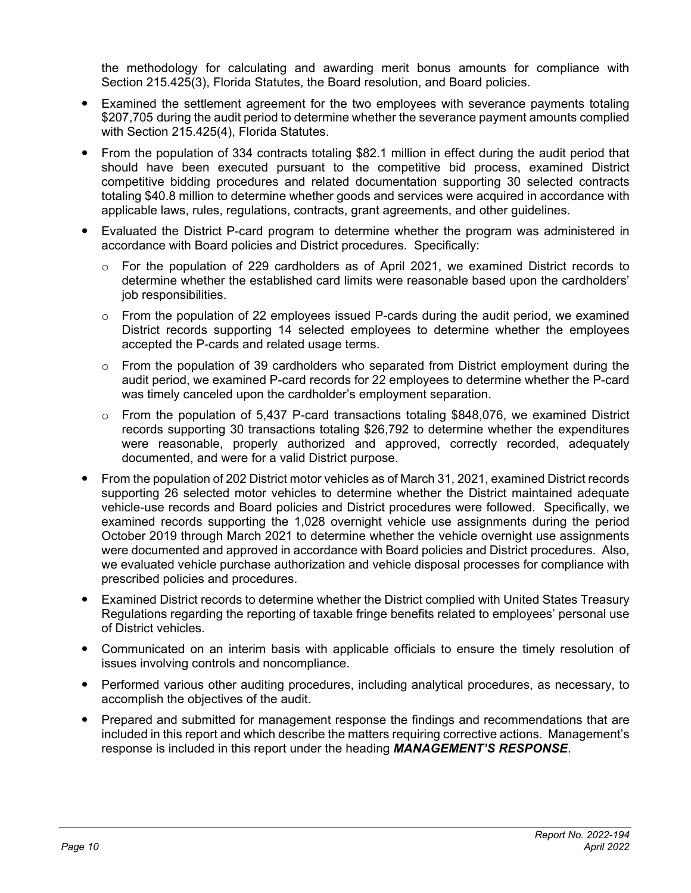the methodology for calculating and awarding merit bonus amounts for compliance with Section 215.425(3), Florida Statutes, the Board resolution, and Board policies.

- Examined the settlement agreement for the two employees with severance payments totaling $207,705 during the audit period to determine whether the severance payment amounts complied with Section 215.425(4), Florida Statutes.
- From the population of 334 contracts totaling $82.1 million in effect during the audit period that should have been executed pursuant to the competitive bid process, examined District competitive bidding procedures and related documentation supporting 30 selected contracts totaling $40.8 million to determine whether goods and services were acquired in accordance with applicable laws, rules, regulations, contracts, grant agreements, and other guidelines.
- Evaluated the District P-card program to determine whether the program was administered in accordance with Board policies and District procedures. Specifically:
  - For the population of 229 cardholders as of April 2021, we examined District records to determine whether the established card limits were reasonable based upon the cardholders' job responsibilities.
  - From the population of 22 employees issued P-cards during the audit period, we examined District records supporting 14 selected employees to determine whether the employees accepted the P-cards and related usage terms.
  - From the population of 39 cardholders who separated from District employment during the audit period, we examined P-card records for 22 employees to determine whether the P-card was timely canceled upon the cardholder's employment separation.
  - From the population of 5,437 P-card transactions totaling $848,076, we examined District records supporting 30 transactions totaling $26,792 to determine whether the expenditures were reasonable, properly authorized and approved, correctly recorded, adequately documented, and were for a valid District purpose.
- From the population of 202 District motor vehicles as of March 31, 2021, examined District records supporting 26 selected motor vehicles to determine whether the District maintained adequate vehicle-use records and Board policies and District procedures were followed. Specifically, we examined records supporting the 1,028 overnight vehicle use assignments during the period October 2019 through March 2021 to determine whether the vehicle overnight use assignments were documented and approved in accordance with Board policies and District procedures. Also, we evaluated vehicle purchase authorization and vehicle disposal processes for compliance with prescribed policies and procedures.
- Examined District records to determine whether the District complied with United States Treasury Regulations regarding the reporting of taxable fringe benefits related to employees' personal use of District vehicles.
- Communicated on an interim basis with applicable officials to ensure the timely resolution of issues involving controls and noncompliance.
- Performed various other auditing procedures, including analytical procedures, as necessary, to accomplish the objectives of the audit.
- Prepared and submitted for management response the findings and recommendations that are included in this report and which describe the matters requiring corrective actions. Management's response is included in this report under the heading ***MANAGEMENT'S RESPONSE***.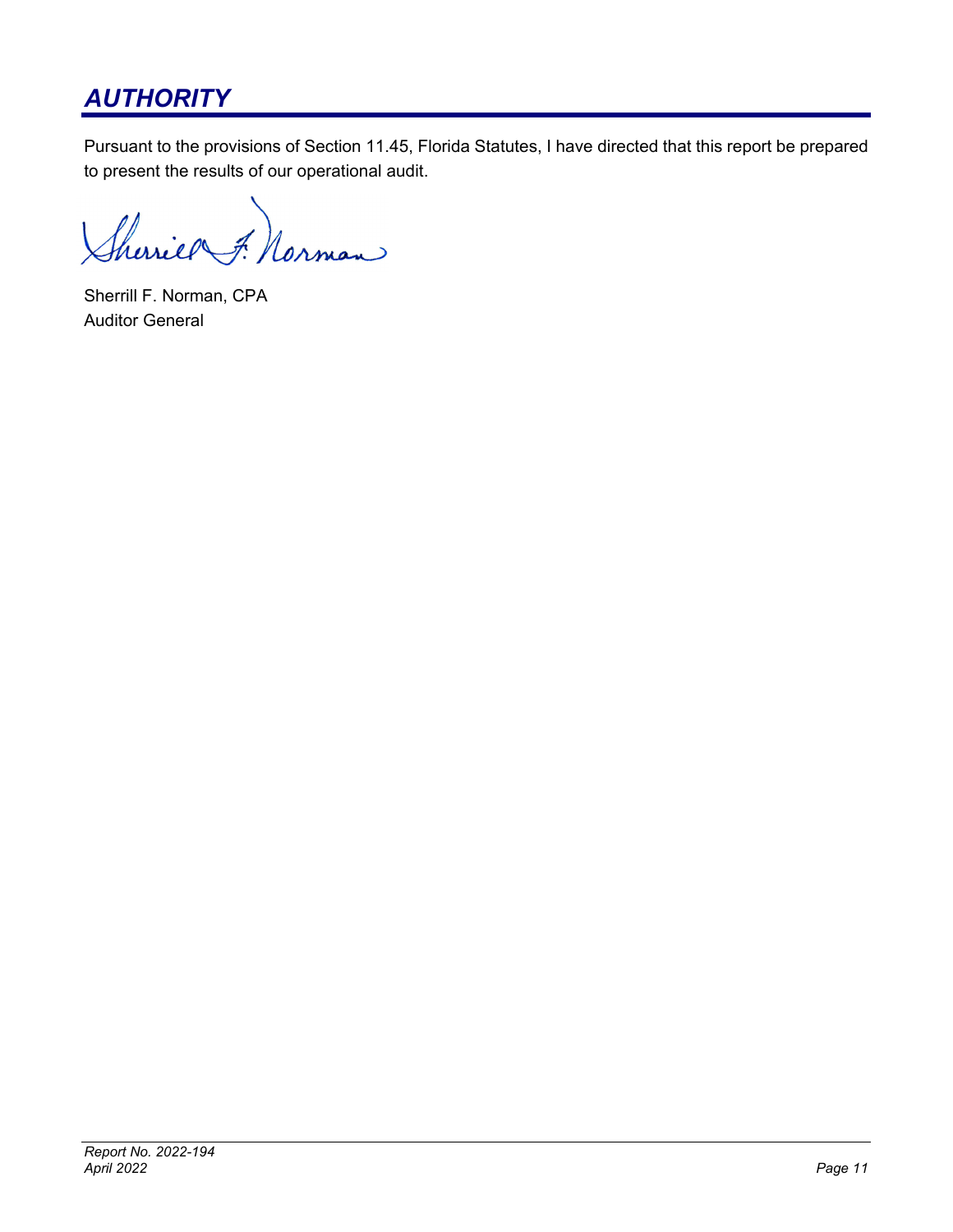## *AUTHORITY*

Pursuant to the provisions of Section 11.45, Florida Statutes, I have directed that this report be prepared to present the results of our operational audit.

Sherrill F. Norman, CPA
Auditor General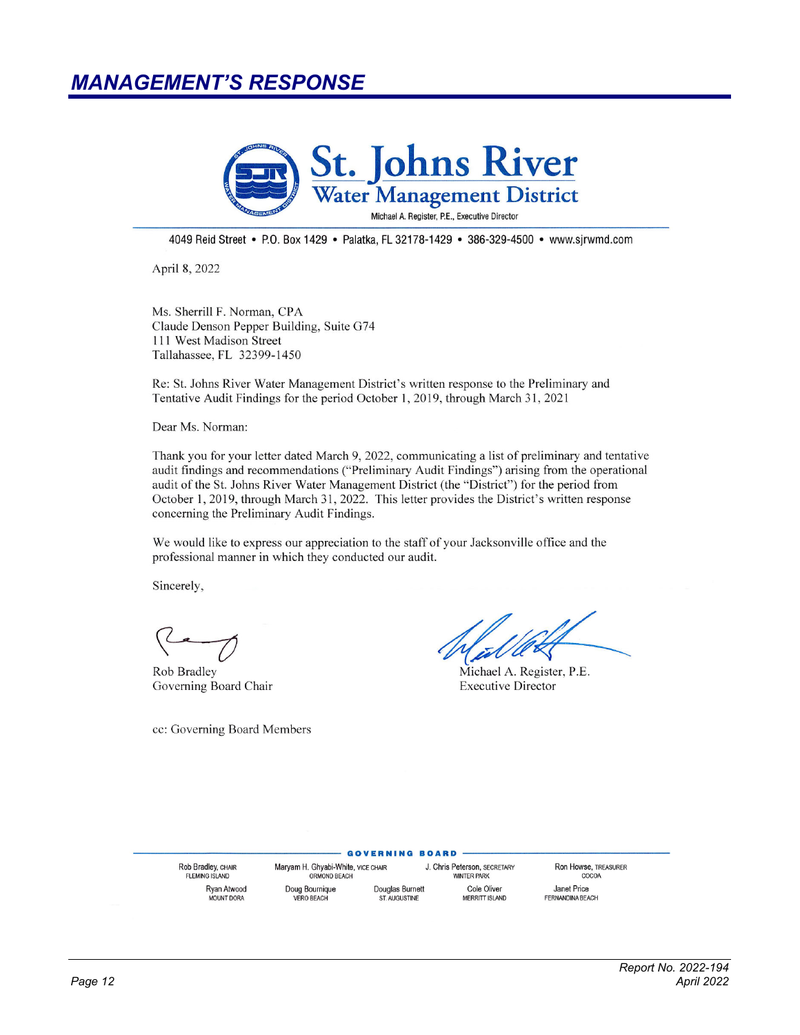## MANAGEMENT'S RESPONSE

**St. Johns River Water Management District**

Michael A. Register, P.E., Executive Director

4049 Reid Street • P.O. Box 1429 • Palatka, FL 32178-1429 • 386-329-4500 • www.sjrwmd.com

April 8, 2022

Ms. Sherrill F. Norman, CPA
Claude Denson Pepper Building, Suite G74
111 West Madison Street
Tallahassee, FL 32399-1450

Re: St. Johns River Water Management District's written response to the Preliminary and Tentative Audit Findings for the period October 1, 2019, through March 31, 2021

Dear Ms. Norman:

Thank you for your letter dated March 9, 2022, communicating a list of preliminary and tentative audit findings and recommendations ("Preliminary Audit Findings") arising from the operational audit of the St. Johns River Water Management District (the "District") for the period from October 1, 2019, through March 31, 2022. This letter provides the District's written response concerning the Preliminary Audit Findings.

We would like to express our appreciation to the staff of your Jacksonville office and the professional manner in which they conducted our audit.

Sincerely,

Rob Bradley
Governing Board Chair

Michael A. Register, P.E.
Executive Director

cc: Governing Board Members

**GOVERNING BOARD**

Rob Bradley, CHAIR, FLEMING ISLAND
Maryam H. Ghyabi-White, VICE CHAIR, ORMOND BEACH
J. Chris Peterson, SECRETARY, WINTER PARK
Ron Howse, TREASURER, COCOA
Ryan Atwood, MOUNT DORA
Doug Bournique, VERO BEACH
Douglas Burnett, ST. AUGUSTINE
Cole Oliver, MERRITT ISLAND
Janet Price, FERNANDINA BEACH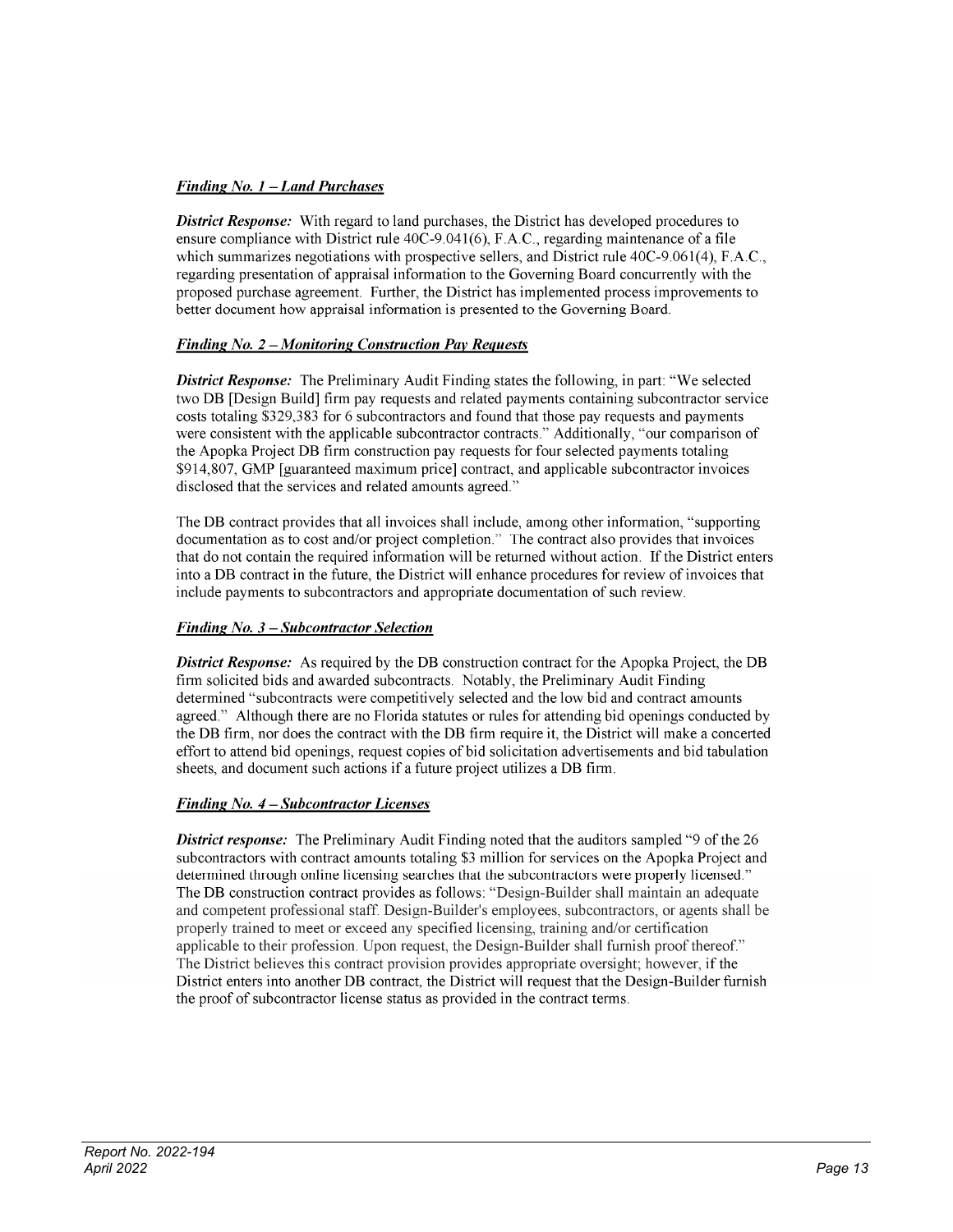***Finding No. 1 – Land Purchases***

***District Response:*** With regard to land purchases, the District has developed procedures to ensure compliance with District rule 40C-9.041(6), F.A.C., regarding maintenance of a file which summarizes negotiations with prospective sellers, and District rule 40C-9.061(4), F.A.C., regarding presentation of appraisal information to the Governing Board concurrently with the proposed purchase agreement. Further, the District has implemented process improvements to better document how appraisal information is presented to the Governing Board.

***Finding No. 2 – Monitoring Construction Pay Requests***

***District Response:*** The Preliminary Audit Finding states the following, in part: "We selected two DB [Design Build] firm pay requests and related payments containing subcontractor service costs totaling $329,383 for 6 subcontractors and found that those pay requests and payments were consistent with the applicable subcontractor contracts." Additionally, "our comparison of the Apopka Project DB firm construction pay requests for four selected payments totaling $914,807, GMP [guaranteed maximum price] contract, and applicable subcontractor invoices disclosed that the services and related amounts agreed."

The DB contract provides that all invoices shall include, among other information, "supporting documentation as to cost and/or project completion." The contract also provides that invoices that do not contain the required information will be returned without action. If the District enters into a DB contract in the future, the District will enhance procedures for review of invoices that include payments to subcontractors and appropriate documentation of such review.

***Finding No. 3 – Subcontractor Selection***

***District Response:*** As required by the DB construction contract for the Apopka Project, the DB firm solicited bids and awarded subcontracts. Notably, the Preliminary Audit Finding determined "subcontracts were competitively selected and the low bid and contract amounts agreed." Although there are no Florida statutes or rules for attending bid openings conducted by the DB firm, nor does the contract with the DB firm require it, the District will make a concerted effort to attend bid openings, request copies of bid solicitation advertisements and bid tabulation sheets, and document such actions if a future project utilizes a DB firm.

***Finding No. 4 – Subcontractor Licenses***

***District response:*** The Preliminary Audit Finding noted that the auditors sampled "9 of the 26 subcontractors with contract amounts totaling $3 million for services on the Apopka Project and determined through online licensing searches that the subcontractors were properly licensed." The DB construction contract provides as follows: "Design-Builder shall maintain an adequate and competent professional staff. Design-Builder's employees, subcontractors, or agents shall be properly trained to meet or exceed any specified licensing, training and/or certification applicable to their profession. Upon request, the Design-Builder shall furnish proof thereof." The District believes this contract provision provides appropriate oversight; however, if the District enters into another DB contract, the District will request that the Design-Builder furnish the proof of subcontractor license status as provided in the contract terms.

*Report No. 2022-194*
*April 2022*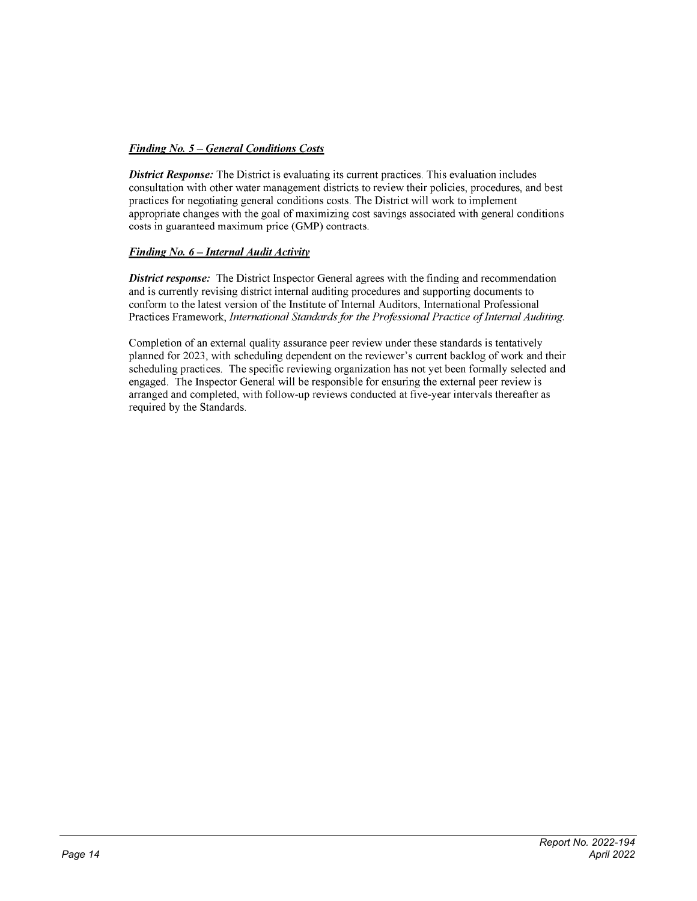***Finding No. 5 – General Conditions Costs***

***District Response:*** The District is evaluating its current practices. This evaluation includes consultation with other water management districts to review their policies, procedures, and best practices for negotiating general conditions costs. The District will work to implement appropriate changes with the goal of maximizing cost savings associated with general conditions costs in guaranteed maximum price (GMP) contracts.

***Finding No. 6 – Internal Audit Activity***

***District response:*** The District Inspector General agrees with the finding and recommendation and is currently revising district internal auditing procedures and supporting documents to conform to the latest version of the Institute of Internal Auditors, International Professional Practices Framework, *International Standards for the Professional Practice of Internal Auditing.*

Completion of an external quality assurance peer review under these standards is tentatively planned for 2023, with scheduling dependent on the reviewer's current backlog of work and their scheduling practices. The specific reviewing organization has not yet been formally selected and engaged. The Inspector General will be responsible for ensuring the external peer review is arranged and completed, with follow-up reviews conducted at five-year intervals thereafter as required by the Standards.